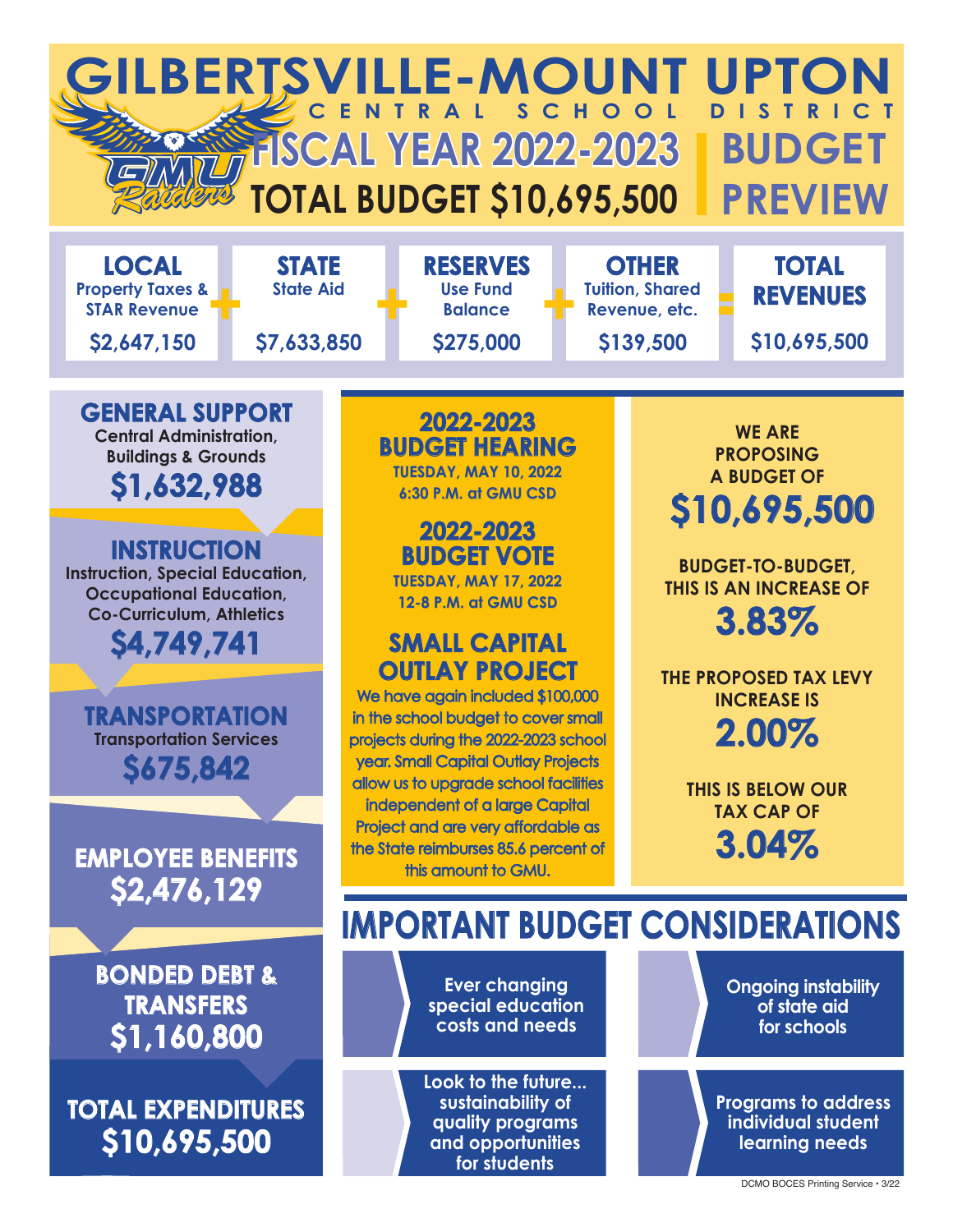# GILBERTSVILLE-MOUNT UPTON

## CENTRAL SCHOOL DISTRICT

## FISCAL YEAR 2022-2023 | BUDGET PREVIEW

## TOTAL BUDGET $10,695,500

| LOCAL | | STATE | | RESERVES | | OTHER | | TOTAL REVENUES |
|---|---|---|---|---|---|---|---|---|
| Property Taxes & STAR Revenue | + | State Aid | + | Use Fund Balance | + | Tuition, Shared Revenue, etc. | = | |
| $2,647,150 | | $7,633,850 | | $275,000 | | $139,500 | | $10,695,500 |

### GENERAL SUPPORT
Central Administration, Buildings & Grounds

**$1,632,988**

### INSTRUCTION
Instruction, Special Education, Occupational Education, Co-Curriculum, Athletics

**$4,749,741**

### TRANSPORTATION
Transportation Services

**$675,842**

### EMPLOYEE BENEFITS
**$2,476,129**

### BONDED DEBT & TRANSFERS
**$1,160,800**

### TOTAL EXPENDITURES
**$10,695,500**

## 2022-2023 BUDGET HEARING
**TUESDAY, MAY 10, 2022**
**6:30 P.M. at GMU CSD**

## 2022-2023 BUDGET VOTE
**TUESDAY, MAY 17, 2022**
**12-8 P.M. at GMU CSD**

## SMALL CAPITAL OUTLAY PROJECT
We have again included $100,000 in the school budget to cover small projects during the 2022-2023 school year. Small Capital Outlay Projects allow us to upgrade school facilities independent of a large Capital Project and are very affordable as the State reimburses 85.6 percent of this amount to GMU.

**WE ARE PROPOSING A BUDGET OF**

**$10,695,500**

**BUDGET-TO-BUDGET, THIS IS AN INCREASE OF**

**3.83%**

**THE PROPOSED TAX LEVY INCREASE IS**

**2.00%**

**THIS IS BELOW OUR TAX CAP OF**

**3.04%**

## IMPORTANT BUDGET CONSIDERATIONS

- Ever changing special education costs and needs
- Ongoing instability of state aid for schools
- Look to the future... sustainability of quality programs and opportunities for students
- Programs to address individual student learning needs

DCMO BOCES Printing Service • 3/22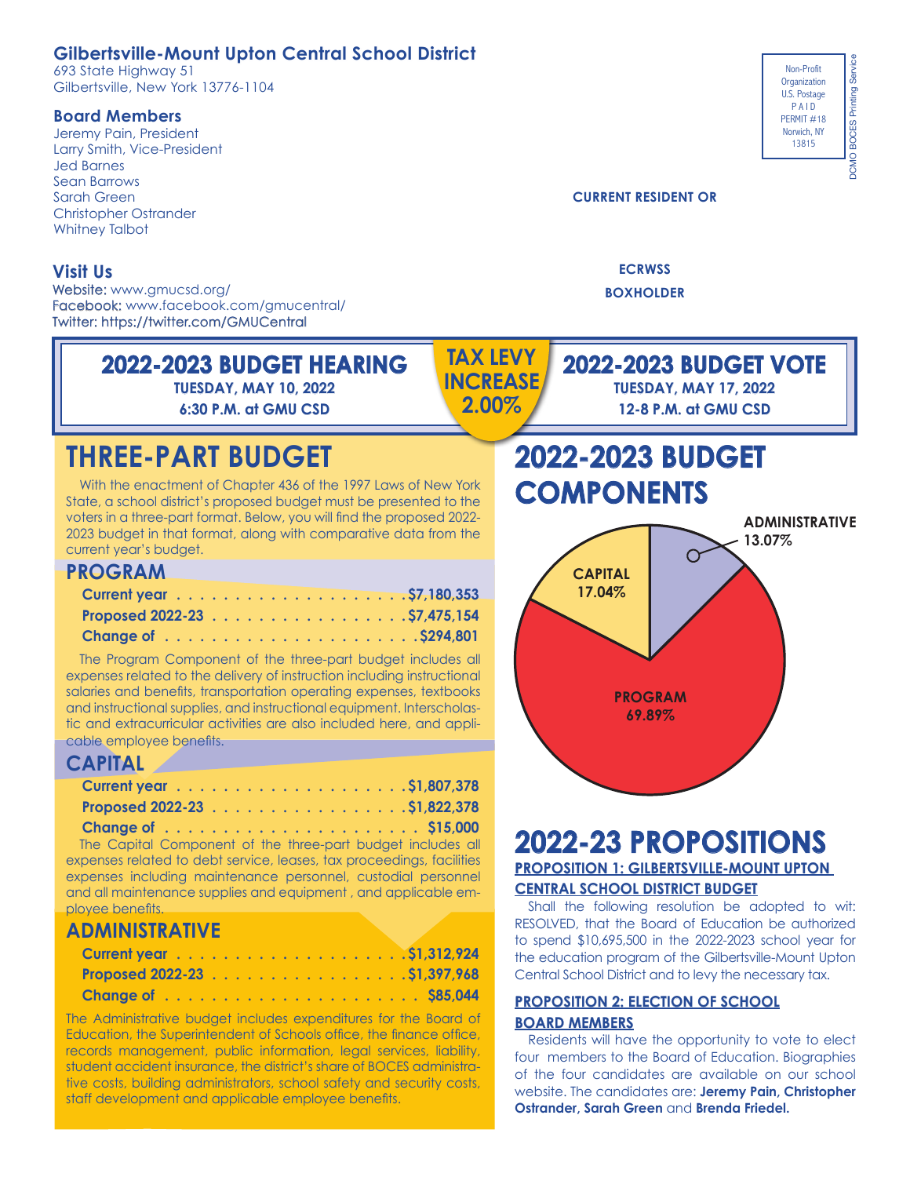## Gilbertsville-Mount Upton Central School District

693 State Highway 51
Gilbertsville, New York 13776-1104

### Board Members

Jeremy Pain, President
Larry Smith, Vice-President
Jed Barnes
Sean Barrows
Sarah Green
Christopher Ostrander
Whitney Talbot

### Visit Us

Website: www.gmucsd.org/
Facebook: www.facebook.com/gmucentral/
Twitter: https://twitter.com/GMUCentral

Non-Profit Organization
U.S. Postage
PAID
PERMIT #18
Norwich, NY
13815

DCMO BOCES Printing Service

**CURRENT RESIDENT OR**

**ECRWSS**

**BOXHOLDER**

## 2022-2023 BUDGET HEARING

**TUESDAY, MAY 10, 2022**
**6:30 P.M. at GMU CSD**

**TAX LEVY INCREASE 2.00%**

## 2022-2023 BUDGET VOTE

**TUESDAY, MAY 17, 2022**
**12-8 P.M. at GMU CSD**

# THREE-PART BUDGET

With the enactment of Chapter 436 of the 1997 Laws of New York State, a school district's proposed budget must be presented to the voters in a three-part format. Below, you will find the proposed 2022-2023 budget in that format, along with comparative data from the current year's budget.

## PROGRAM

| | |
|---|---|
| **Current year** | **$7,180,353** |
| **Proposed 2022-23** | **$7,475,154** |
| **Change of** | **$294,801** |

The Program Component of the three-part budget includes all expenses related to the delivery of instruction including instructional salaries and benefits, transportation operating expenses, textbooks and instructional supplies, and instructional equipment. Interscholastic and extracurricular activities are also included here, and applicable employee benefits.

## CAPITAL

| | |
|---|---|
| **Current year** | **$1,807,378** |
| **Proposed 2022-23** | **$1,822,378** |
| **Change of** | **$15,000** |

The Capital Component of the three-part budget includes all expenses related to debt service, leases, tax proceedings, facilities expenses including maintenance personnel, custodial personnel and all maintenance supplies and equipment , and applicable employee benefits.

## ADMINISTRATIVE

| | |
|---|---|
| **Current year** | **$1,312,924** |
| **Proposed 2022-23** | **$1,397,968** |
| **Change of** | **$85,044** |

The Administrative budget includes expenditures for the Board of Education, the Superintendent of Schools office, the finance office, records management, public information, legal services, liability, student accident insurance, the district's share of BOCES administrative costs, building administrators, school safety and security costs, staff development and applicable employee benefits.

# 2022-2023 BUDGET COMPONENTS

ADMINISTRATIVE 13.07%
CAPITAL 17.04%
PROGRAM 69.89%

# 2022-23 PROPOSITIONS

**PROPOSITION 1: GILBERTSVILLE-MOUNT UPTON CENTRAL SCHOOL DISTRICT BUDGET**

Shall the following resolution be adopted to wit: RESOLVED, that the Board of Education be authorized to spend $10,695,500 in the 2022-2023 school year for the education program of the Gilbertsville-Mount Upton Central School District and to levy the necessary tax.

**PROPOSITION 2: ELECTION OF SCHOOL BOARD MEMBERS**

Residents will have the opportunity to vote to elect four members to the Board of Education. Biographies of the four candidates are available on our school website. The candidates are: **Jeremy Pain, Christopher Ostrander, Sarah Green** and **Brenda Friedel.**